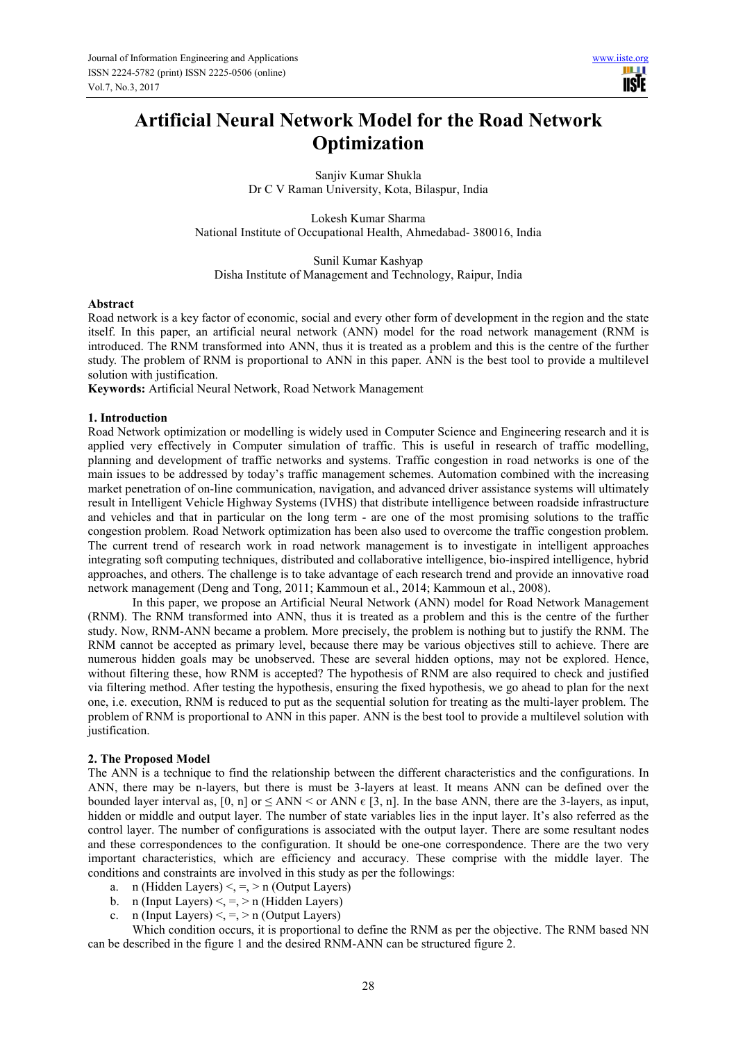# Artificial Neural Network Model for the Road Network Optimization

Sanjiv Kumar Shukla
Dr C V Raman University, Kota, Bilaspur, India

Lokesh Kumar Sharma
National Institute of Occupational Health, Ahmedabad- 380016, India

Sunil Kumar Kashyap
Disha Institute of Management and Technology, Raipur, India

## Abstract

Road network is a key factor of economic, social and every other form of development in the region and the state itself. In this paper, an artificial neural network (ANN) model for the road network management (RNM is introduced. The RNM transformed into ANN, thus it is treated as a problem and this is the centre of the further study. The problem of RNM is proportional to ANN in this paper. ANN is the best tool to provide a multilevel solution with justification.

**Keywords:** Artificial Neural Network, Road Network Management

## 1. Introduction

Road Network optimization or modelling is widely used in Computer Science and Engineering research and it is applied very effectively in Computer simulation of traffic. This is useful in research of traffic modelling, planning and development of traffic networks and systems. Traffic congestion in road networks is one of the main issues to be addressed by today's traffic management schemes. Automation combined with the increasing market penetration of on-line communication, navigation, and advanced driver assistance systems will ultimately result in Intelligent Vehicle Highway Systems (IVHS) that distribute intelligence between roadside infrastructure and vehicles and that in particular on the long term - are one of the most promising solutions to the traffic congestion problem. Road Network optimization has been also used to overcome the traffic congestion problem. The current trend of research work in road network management is to investigate in intelligent approaches integrating soft computing techniques, distributed and collaborative intelligence, bio-inspired intelligence, hybrid approaches, and others. The challenge is to take advantage of each research trend and provide an innovative road network management (Deng and Tong, 2011; Kammoun et al., 2014; Kammoun et al., 2008).

In this paper, we propose an Artificial Neural Network (ANN) model for Road Network Management (RNM). The RNM transformed into ANN, thus it is treated as a problem and this is the centre of the further study. Now, RNM-ANN became a problem. More precisely, the problem is nothing but to justify the RNM. The RNM cannot be accepted as primary level, because there may be various objectives still to achieve. There are numerous hidden goals may be unobserved. These are several hidden options, may not be explored. Hence, without filtering these, how RNM is accepted? The hypothesis of RNM are also required to check and justified via filtering method. After testing the hypothesis, ensuring the fixed hypothesis, we go ahead to plan for the next one, i.e. execution, RNM is reduced to put as the sequential solution for treating as the multi-layer problem. The problem of RNM is proportional to ANN in this paper. ANN is the best tool to provide a multilevel solution with justification.

## 2. The Proposed Model

The ANN is a technique to find the relationship between the different characteristics and the configurations. In ANN, there may be n-layers, but there is must be 3-layers at least. It means ANN can be defined over the bounded layer interval as, $[0, n]$ or $\leq$ ANN $<$ or ANN $\epsilon$ $[3, n]$. In the base ANN, there are the 3-layers, as input, hidden or middle and output layer. The number of state variables lies in the input layer. It's also referred as the control layer. The number of configurations is associated with the output layer. There are some resultant nodes and these correspondences to the configuration. It should be one-one correspondence. There are the two very important characteristics, which are efficiency and accuracy. These comprise with the middle layer. The conditions and constraints are involved in this study as per the followings:

a. n (Hidden Layers) <, =, > n (Output Layers)
b. n (Input Layers) <, =, > n (Hidden Layers)
c. n (Input Layers) <, =, > n (Output Layers)

Which condition occurs, it is proportional to define the RNM as per the objective. The RNM based NN can be described in the figure 1 and the desired RNM-ANN can be structured figure 2.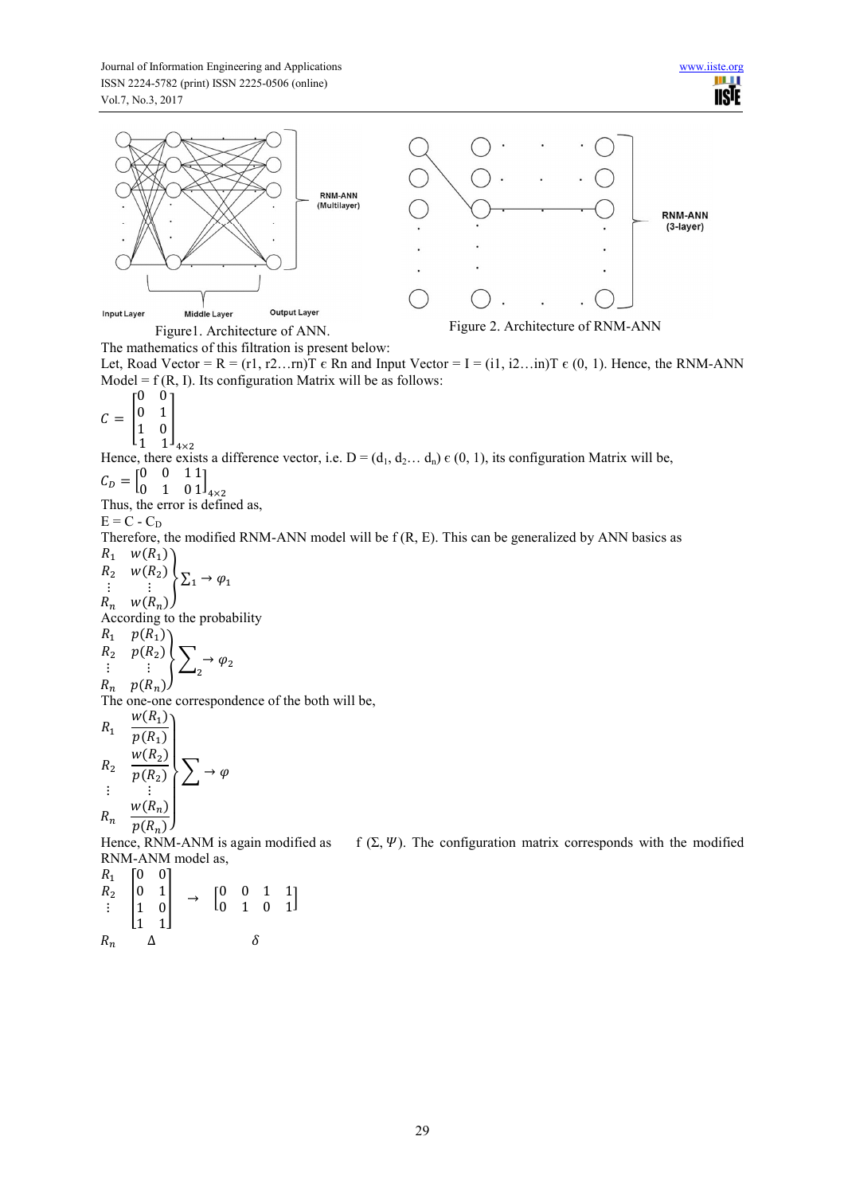Figure1. Architecture of ANN.

Figure 2. Architecture of RNM-ANN

The mathematics of this filtration is present below:

Let, Road Vector = R = (r1, r2…rn)T ϵ Rn and Input Vector = I = (i1, i2…in)T ϵ (0, 1). Hence, the RNM-ANN Model = f (R, I). Its configuration Matrix will be as follows:

$$C = \begin{bmatrix} 0 & 0 \\ 0 & 1 \\ 1 & 0 \\ 1 & 1 \end{bmatrix}_{4\times 2}$$

Hence, there exists a difference vector, i.e. $D = (d_1, d_2\ldots d_n) \in (0, 1)$, its configuration Matrix will be,

$$C_D = \begin{bmatrix} 0 & 0 & 1 & 1 \\ 0 & 1 & 0 & 1 \end{bmatrix}_{4\times 2}$$

Thus, the error is defined as,

$E = C - C_D$

Therefore, the modified RNM-ANN model will be f (R, E). This can be generalized by ANN basics as

$$\left.\begin{matrix} R_1 & w(R_1) \\ R_2 & w(R_2) \\ \vdots & \vdots \\ R_n & w(R_n) \end{matrix}\right\} \Sigma_1 \rightarrow \varphi_1$$

According to the probability

$$\left.\begin{matrix} R_1 & p(R_1) \\ R_2 & p(R_2) \\ \vdots & \vdots \\ R_n & p(R_n) \end{matrix}\right\} \sum\nolimits_2 \rightarrow \varphi_2$$

The one-one correspondence of the both will be,

$$\left.\begin{matrix} R_1 & \dfrac{w(R_1)}{p(R_1)} \\ R_2 & \dfrac{w(R_2)}{p(R_2)} \\ \vdots & \vdots \\ R_n & \dfrac{w(R_n)}{p(R_n)} \end{matrix}\right\} \sum \rightarrow \varphi$$

Hence, RNM-ANM is again modified as f $(\Sigma, \Psi)$. The configuration matrix corresponds with the modified RNM-ANM model as,

$$\begin{matrix} R_1 \\ R_2 \\ \vdots \\ \\ R_n \end{matrix} \quad \underset{\Delta}{\begin{bmatrix} 0 & 0 \\ 0 & 1 \\ 1 & 0 \\ 1 & 1 \end{bmatrix}} \rightarrow \underset{\delta}{\begin{bmatrix} 0 & 0 & 1 & 1 \\ 0 & 1 & 0 & 1 \end{bmatrix}}$$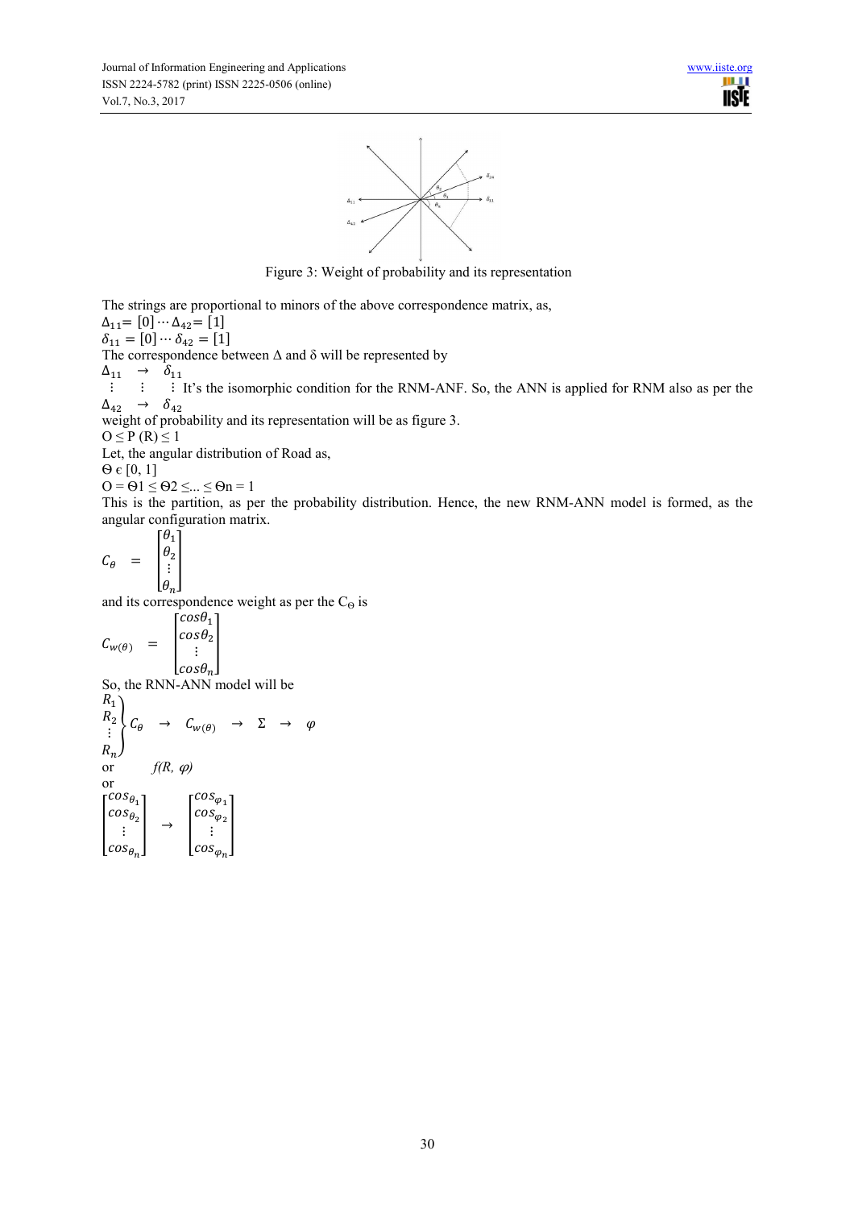Figure 3: Weight of probability and its representation

The strings are proportional to minors of the above correspondence matrix, as,

$\Delta_{11}$= [0] ⋯ $\Delta_{42}$= [1]

$\delta_{11}$ = [0] ⋯ $\delta_{42}$ = [1]

The correspondence between Δ and δ will be represented by

$$\begin{matrix} \Delta_{11} & \rightarrow & \delta_{11} \\ \vdots & \vdots & \vdots \\ \Delta_{42} & \rightarrow & \delta_{42} \end{matrix}$$

It's the isomorphic condition for the RNM-ANF. So, the ANN is applied for RNM also as per the weight of probability and its representation will be as figure 3.

$O \leq P(R) \leq 1$

Let, the angular distribution of Road as,

$\Theta \in [0, 1]$

$O = \Theta 1 \leq \Theta 2 \leq ... \leq \Theta n = 1$

This is the partition, as per the probability distribution. Hence, the new RNM-ANN model is formed, as the angular configuration matrix.

$$C_\theta = \begin{bmatrix} \theta_1 \\ \theta_2 \\ \vdots \\ \theta_n \end{bmatrix}$$

and its correspondence weight as per the $C_\Theta$ is

$$C_{w(\theta)} = \begin{bmatrix} cos\theta_1 \\ cos\theta_2 \\ \vdots \\ cos\theta_n \end{bmatrix}$$

So, the RNN-ANN model will be

$$\left.\begin{matrix} R_1 \\ R_2 \\ \vdots \\ R_n \end{matrix}\right\} C_\theta \rightarrow C_{w(\theta)} \rightarrow \Sigma \rightarrow \varphi$$

or $\quad f(R, \varphi)$

or

$$\begin{bmatrix} cos_{\theta_1} \\ cos_{\theta_2} \\ \vdots \\ cos_{\theta_n} \end{bmatrix} \rightarrow \begin{bmatrix} cos_{\varphi_1} \\ cos_{\varphi_2} \\ \vdots \\ cos_{\varphi_n} \end{bmatrix}$$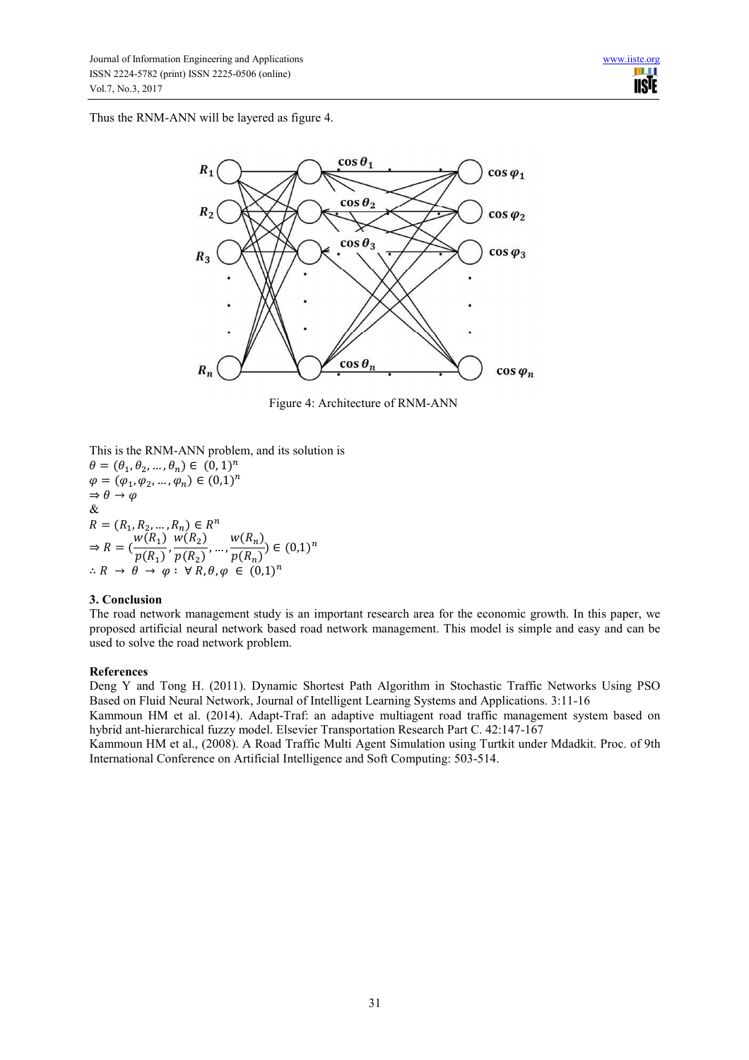Thus the RNM-ANN will be layered as figure 4.

$R_1$
$R_2$
$R_3$
$R_n$
$\cos\theta_1$
$\cos\theta_2$
$\cos\theta_3$
$\cos\theta_n$
$\cos\varphi_1$
$\cos\varphi_2$
$\cos\varphi_3$
$\cos\varphi_n$

Figure 4: Architecture of RNM-ANN

This is the RNM-ANN problem, and its solution is

$\theta = (\theta_1, \theta_2, \ldots, \theta_n) \in (0,1)^n$

$\varphi = (\varphi_1, \varphi_2, \ldots, \varphi_n) \in (0,1)^n$

$\Rightarrow \theta \rightarrow \varphi$

&

$R = (R_1, R_2, \ldots, R_n) \in R^n$

$\Rightarrow R = (\frac{w(R_1)}{p(R_1)}, \frac{w(R_2)}{p(R_2)}, \ldots, \frac{w(R_n)}{p(R_n)}) \in (0,1)^n$

$\therefore R \rightarrow \theta \rightarrow \varphi : \forall R, \theta, \varphi \in (0,1)^n$

### 3. Conclusion

The road network management study is an important research area for the economic growth. In this paper, we proposed artificial neural network based road network management. This model is simple and easy and can be used to solve the road network problem.

### References

Deng Y and Tong H. (2011). Dynamic Shortest Path Algorithm in Stochastic Traffic Networks Using PSO Based on Fluid Neural Network, Journal of Intelligent Learning Systems and Applications. 3:11-16

Kammoun HM et al. (2014). Adapt-Traf: an adaptive multiagent road traffic management system based on hybrid ant-hierarchical fuzzy model. Elsevier Transportation Research Part C. 42:147-167

Kammoun HM et al., (2008). A Road Traffic Multi Agent Simulation using Turtkit under Mdadkit. Proc. of 9th International Conference on Artificial Intelligence and Soft Computing: 503-514.